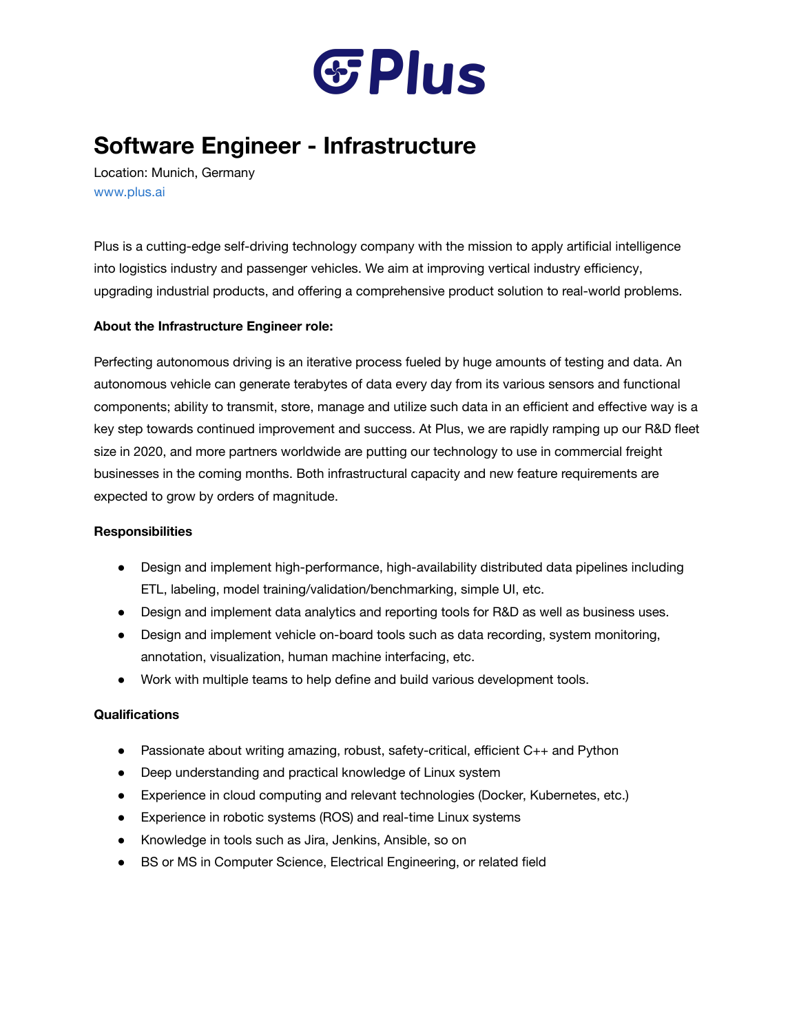# Plus

## Software Engineer - Infrastructure

Location: Munich, Germany
www.plus.ai

Plus is a cutting-edge self-driving technology company with the mission to apply artificial intelligence into logistics industry and passenger vehicles. We aim at improving vertical industry efficiency, upgrading industrial products, and offering a comprehensive product solution to real-world problems.

**About the Infrastructure Engineer role:**

Perfecting autonomous driving is an iterative process fueled by huge amounts of testing and data. An autonomous vehicle can generate terabytes of data every day from its various sensors and functional components; ability to transmit, store, manage and utilize such data in an efficient and effective way is a key step towards continued improvement and success. At Plus, we are rapidly ramping up our R&D fleet size in 2020, and more partners worldwide are putting our technology to use in commercial freight businesses in the coming months. Both infrastructural capacity and new feature requirements are expected to grow by orders of magnitude.

**Responsibilities**

- Design and implement high-performance, high-availability distributed data pipelines including ETL, labeling, model training/validation/benchmarking, simple UI, etc.
- Design and implement data analytics and reporting tools for R&D as well as business uses.
- Design and implement vehicle on-board tools such as data recording, system monitoring, annotation, visualization, human machine interfacing, etc.
- Work with multiple teams to help define and build various development tools.

**Qualifications**

- Passionate about writing amazing, robust, safety-critical, efficient C++ and Python
- Deep understanding and practical knowledge of Linux system
- Experience in cloud computing and relevant technologies (Docker, Kubernetes, etc.)
- Experience in robotic systems (ROS) and real-time Linux systems
- Knowledge in tools such as Jira, Jenkins, Ansible, so on
- BS or MS in Computer Science, Electrical Engineering, or related field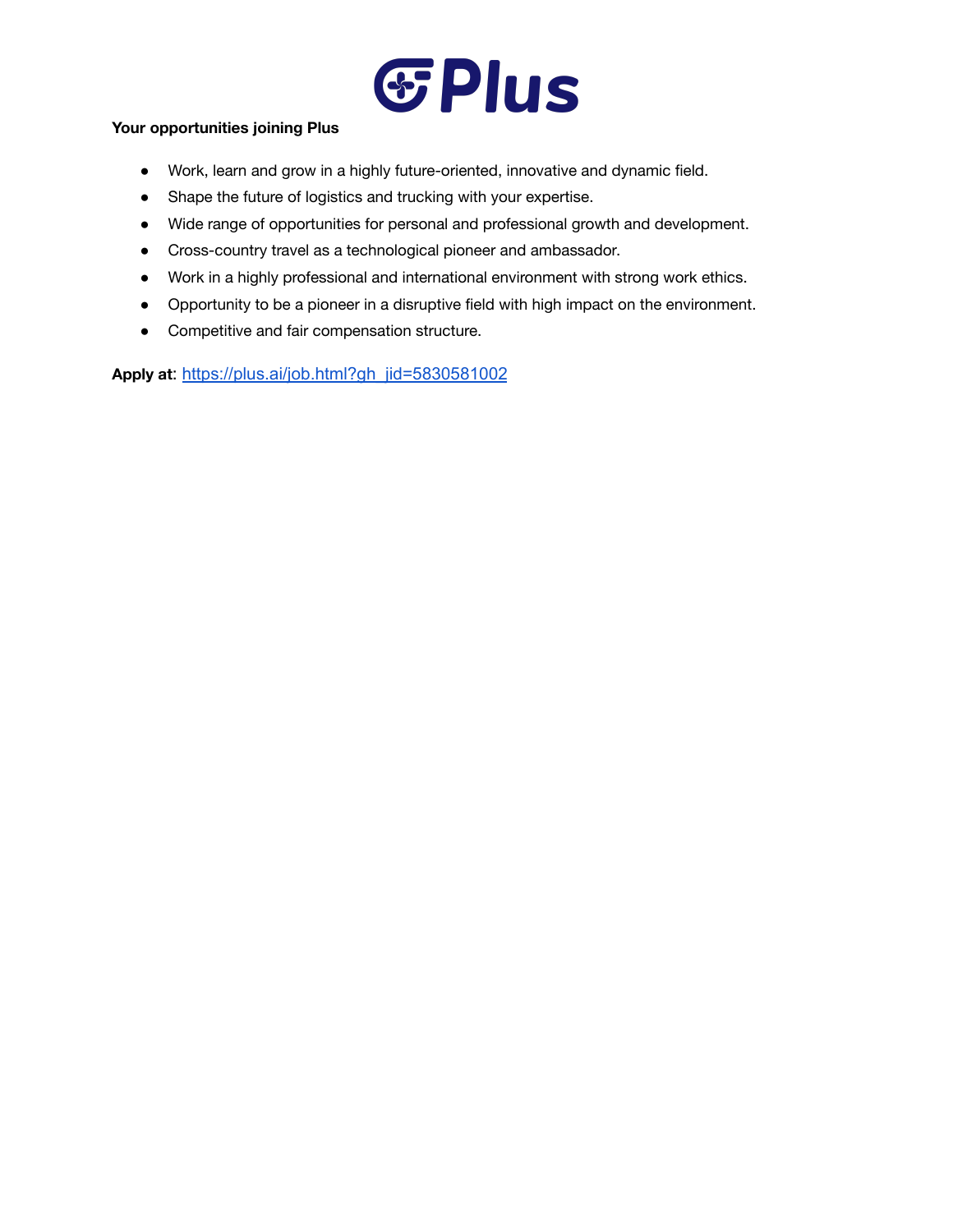**Your opportunities joining Plus**

- Work, learn and grow in a highly future-oriented, innovative and dynamic field.
- Shape the future of logistics and trucking with your expertise.
- Wide range of opportunities for personal and professional growth and development.
- Cross-country travel as a technological pioneer and ambassador.
- Work in a highly professional and international environment with strong work ethics.
- Opportunity to be a pioneer in a disruptive field with high impact on the environment.
- Competitive and fair compensation structure.

**Apply at**: [https://plus.ai/job.html?gh_jid=5830581002](https://plus.ai/job.html?gh_jid=5830581002)